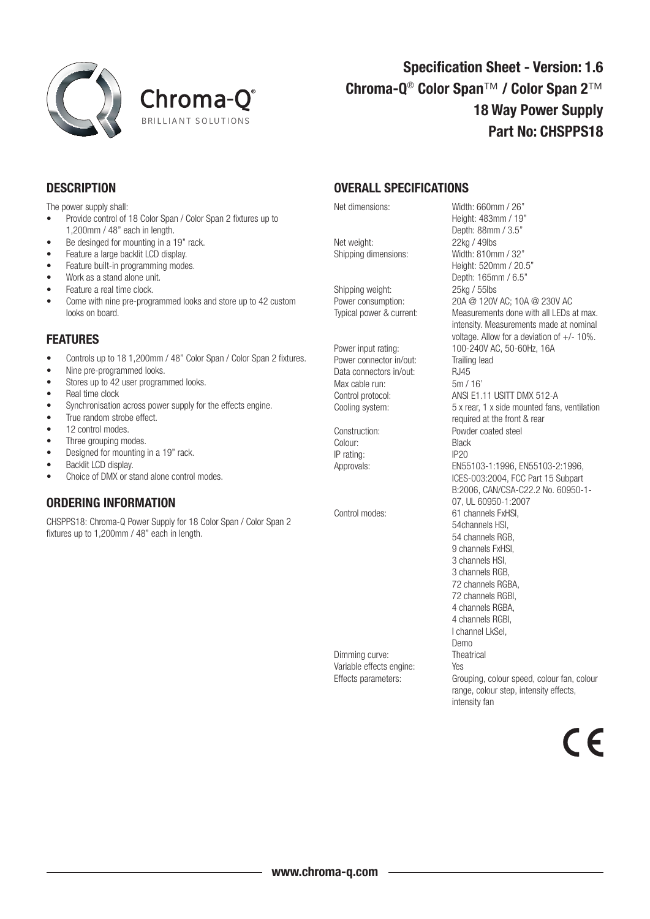# Specification Sheet - Version: 1.6

## Chroma-Q® Color Span™ / Color Span 2™

## 18 Way Power Supply

## Part No: CHSPPS18

## DESCRIPTION

The power supply shall:

- Provide control of 18 Color Span / Color Span 2 fixtures up to 1,200mm / 48" each in length.
- Be desinged for mounting in a 19" rack.
- Feature a large backlit LCD display.
- Feature built-in programming modes.
- Work as a stand alone unit.
- Feature a real time clock.
- Come with nine pre-programmed looks and store up to 42 custom looks on board.

## FEATURES

- Controls up to 18 1,200mm / 48" Color Span / Color Span 2 fixtures.
- Nine pre-programmed looks.
- Stores up to 42 user programmed looks.
- Real time clock
- Synchronisation across power supply for the effects engine.
- True random strobe effect.
- 12 control modes.
- Three grouping modes.
- Designed for mounting in a 19" rack.
- Backlit LCD display.
- Choice of DMX or stand alone control modes.

## ORDERING INFORMATION

CHSPPS18: Chroma-Q Power Supply for 18 Color Span / Color Span 2 fixtures up to 1,200mm / 48" each in length.

## OVERALL SPECIFICATIONS

| | |
|---|---|
| Net dimensions: | Width: 660mm / 26"<br>Height: 483mm / 19"<br>Depth: 88mm / 3.5" |
| Net weight: | 22kg / 49lbs |
| Shipping dimensions: | Width: 810mm / 32"<br>Height: 520mm / 20.5"<br>Depth: 165mm / 6.5" |
| Shipping weight: | 25kg / 55lbs |
| Power consumption: | 20A @ 120V AC; 10A @ 230V AC |
| Typical power & current: | Measurements done with all LEDs at max. intensity. Measurements made at nominal voltage. Allow for a deviation of +/- 10%. |
| Power input rating: | 100-240V AC, 50-60Hz, 16A |
| Power connector in/out: | Trailing lead |
| Data connectors in/out: | RJ45 |
| Max cable run: | 5m / 16' |
| Control protocol: | ANSI E1.11 USITT DMX 512-A |
| Cooling system: | 5 x rear, 1 x side mounted fans, ventilation required at the front & rear |
| Construction: | Powder coated steel |
| Colour: | Black |
| IP rating: | IP20 |
| Approvals: | EN55103-1:1996, EN55103-2:1996, ICES-003:2004, FCC Part 15 Subpart B:2006, CAN/CSA-C22.2 No. 60950-1-07, UL 60950-1:2007 |
| Control modes: | 61 channels FxHSI,<br>54channels HSI,<br>54 channels RGB,<br>9 channels FxHSI,<br>3 channels HSI,<br>3 channels RGB,<br>72 channels RGBA,<br>72 channels RGBI,<br>4 channels RGBA,<br>4 channels RGBI,<br>l channel LkSel,<br>Demo |
| Dimming curve: | Theatrical |
| Variable effects engine: | Yes |
| Effects parameters: | Grouping, colour speed, colour fan, colour range, colour step, intensity effects, intensity fan |

www.chroma-q.com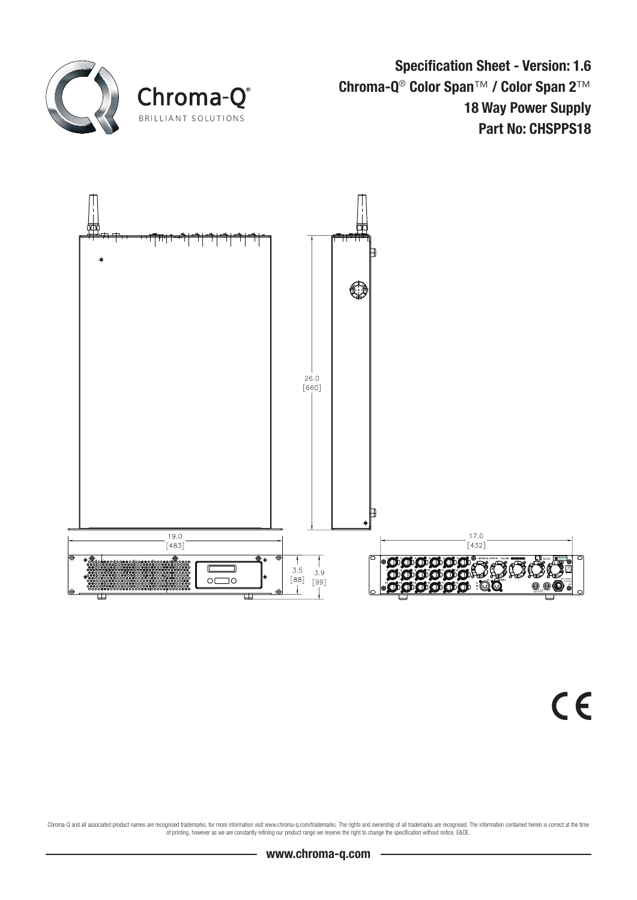**Specification Sheet - Version: 1.6**

**Chroma-Q® Color Span™ / Color Span 2™**

**18 Way Power Supply**

**Part No: CHSPPS18**

26.0
[660]

19.0
[483]

3.5
[88]

3.9
[99]

17.0
[432]

Chroma-Q and all associated product names are recognised trademarks, for more information visit www.chroma-q.com/trademarks. The rights and ownership of all trademarks are recognised. The information contained herein is correct at the time of printing, however as we are constantly refining our product range we reserve the right to change the specification without notice. E&OE.

**www.chroma-q.com**